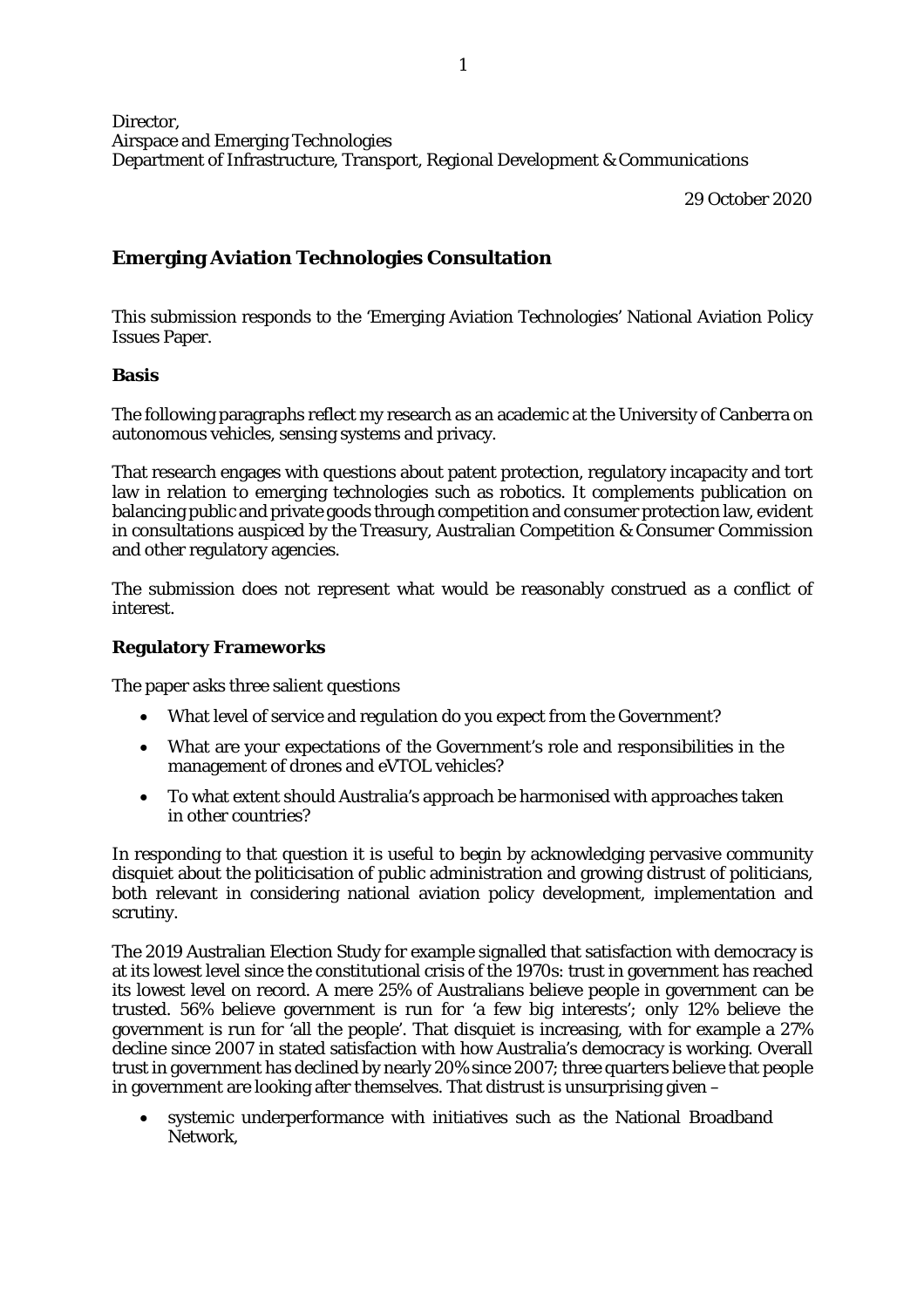Director,
Airspace and Emerging Technologies
Department of Infrastructure, Transport, Regional Development & Communications

29 October 2020

## Emerging Aviation Technologies Consultation

This submission responds to the 'Emerging Aviation Technologies' National Aviation Policy Issues Paper.

### Basis

The following paragraphs reflect my research as an academic at the University of Canberra on autonomous vehicles, sensing systems and privacy.

That research engages with questions about patent protection, regulatory incapacity and tort law in relation to emerging technologies such as robotics. It complements publication on balancing public and private goods through competition and consumer protection law, evident in consultations auspiced by the Treasury, Australian Competition & Consumer Commission and other regulatory agencies.

The submission does not represent what would be reasonably construed as a conflict of interest.

### Regulatory Frameworks

The paper asks three salient questions

- What level of service and regulation do you expect from the Government?
- What are your expectations of the Government's role and responsibilities in the management of drones and eVTOL vehicles?
- To what extent should Australia's approach be harmonised with approaches taken in other countries?

In responding to that question it is useful to begin by acknowledging pervasive community disquiet about the politicisation of public administration and growing distrust of politicians, both relevant in considering national aviation policy development, implementation and scrutiny.

The 2019 Australian Election Study for example signalled that satisfaction with democracy is at its lowest level since the constitutional crisis of the 1970s: trust in government has reached its lowest level on record. A mere 25% of Australians believe people in government can be trusted. 56% believe government is run for 'a few big interests'; only 12% believe the government is run for 'all the people'. That disquiet is increasing, with for example a 27% decline since 2007 in stated satisfaction with how Australia's democracy is working. Overall trust in government has declined by nearly 20% since 2007; three quarters believe that people in government are looking after themselves. That distrust is unsurprising given –

- systemic underperformance with initiatives such as the National Broadband Network,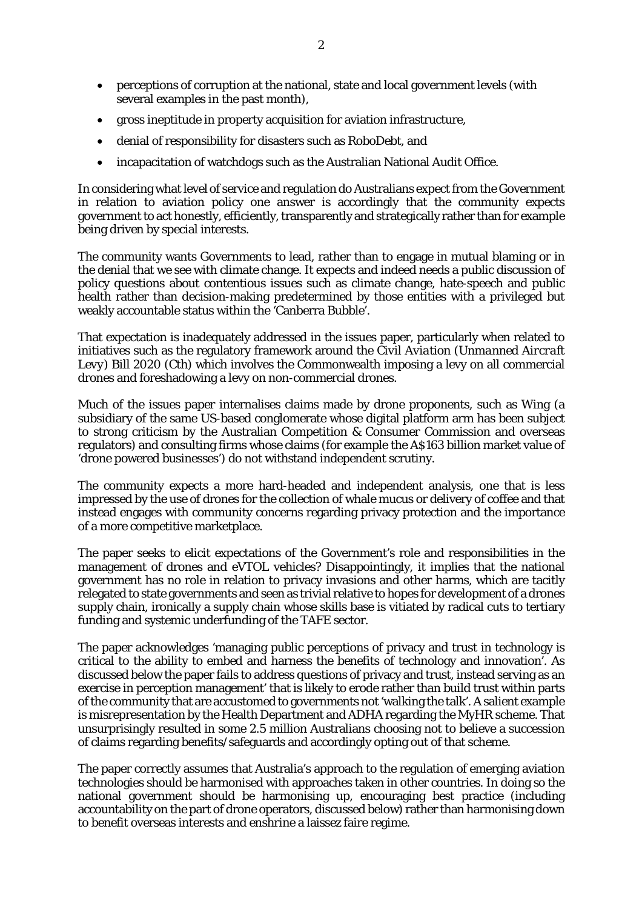- perceptions of corruption at the national, state and local government levels (with several examples in the past month),
- gross ineptitude in property acquisition for aviation infrastructure,
- denial of responsibility for disasters such as RoboDebt, and
- incapacitation of watchdogs such as the Australian National Audit Office.

In considering what level of service and regulation do Australians expect from the Government in relation to aviation policy one answer is accordingly that the community expects government to act honestly, efficiently, transparently and strategically rather than for example being driven by special interests.

The community wants Governments to lead, rather than to engage in mutual blaming or in the denial that we see with climate change. It expects and indeed needs a public discussion of policy questions about contentious issues such as climate change, hate-speech and public health rather than decision-making predetermined by those entities with a privileged but weakly accountable status within the 'Canberra Bubble'.

That expectation is inadequately addressed in the issues paper, particularly when related to initiatives such as the regulatory framework around the *Civil Aviation (Unmanned Aircraft Levy) Bill 2020* (Cth) which involves the Commonwealth imposing a levy on all commercial drones and foreshadowing a levy on non-commercial drones.

Much of the issues paper internalises claims made by drone proponents, such as Wing (a subsidiary of the same US-based conglomerate whose digital platform arm has been subject to strong criticism by the Australian Competition & Consumer Commission and overseas regulators) and consulting firms whose claims (for example the A$163 billion market value of 'drone powered businesses') do not withstand independent scrutiny.

The community expects a more hard-headed and independent analysis, one that is less impressed by the use of drones for the collection of whale mucus or delivery of coffee and that instead engages with community concerns regarding privacy protection and the importance of a more competitive marketplace.

The paper seeks to elicit expectations of the Government's role and responsibilities in the management of drones and eVTOL vehicles? Disappointingly, it implies that the national government has no role in relation to privacy invasions and other harms, which are tacitly relegated to state governments and seen as trivial relative to hopes for development of a drones supply chain, ironically a supply chain whose skills base is vitiated by radical cuts to tertiary funding and systemic underfunding of the TAFE sector.

The paper acknowledges 'managing public perceptions of privacy and trust in technology is critical to the ability to embed and harness the benefits of technology and innovation'. As discussed below the paper fails to address questions of privacy and trust, instead serving as an exercise in perception management' that is likely to erode rather than build trust within parts of the community that are accustomed to governments not 'walking the talk'. A salient example is misrepresentation by the Health Department and ADHA regarding the MyHR scheme. That unsurprisingly resulted in some 2.5 million Australians choosing not to believe a succession of claims regarding benefits/safeguards and accordingly opting out of that scheme.

The paper correctly assumes that Australia's approach to the regulation of emerging aviation technologies should be harmonised with approaches taken in other countries. In doing so the national government should be harmonising up, encouraging best practice (including accountability on the part of drone operators, discussed below) rather than harmonising down to benefit overseas interests and enshrine a laissez faire regime.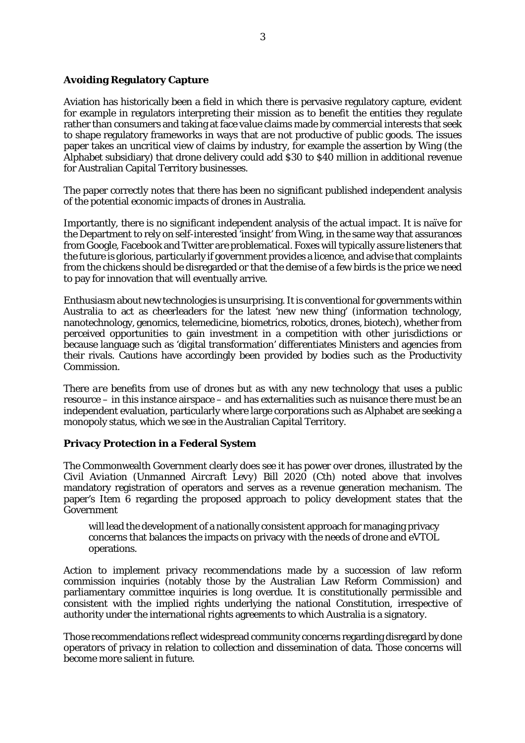**Avoiding Regulatory Capture**

Aviation has historically been a field in which there is pervasive regulatory capture, evident for example in regulators interpreting their mission as to benefit the entities they regulate rather than consumers and taking at face value claims made by commercial interests that seek to shape regulatory frameworks in ways that are not productive of public goods. The issues paper takes an uncritical view of claims by industry, for example the assertion by Wing (the Alphabet subsidiary) that drone delivery could add $30 to $40 million in additional revenue for Australian Capital Territory businesses.

The paper correctly notes that there has been no significant published independent analysis of the potential economic impacts of drones in Australia.

Importantly, there is no significant independent analysis of the actual impact. It is naïve for the Department to rely on self-interested 'insight' from Wing, in the same way that assurances from Google, Facebook and Twitter are problematical. Foxes will typically assure listeners that the future is glorious, particularly if government provides a licence, and advise that complaints from the chickens should be disregarded or that the demise of a few birds is the price we need to pay for innovation that will eventually arrive.

Enthusiasm about new technologies is unsurprising. It is conventional for governments within Australia to act as cheerleaders for the latest 'new new thing' (information technology, nanotechnology, genomics, telemedicine, biometrics, robotics, drones, biotech), whether from perceived opportunities to gain investment in a competition with other jurisdictions or because language such as 'digital transformation' differentiates Ministers and agencies from their rivals. Cautions have accordingly been provided by bodies such as the Productivity Commission.

There *are* benefits from use of drones but as with any new technology that uses a public resource – in this instance airspace – and has externalities such as nuisance there must be an independent evaluation, particularly where large corporations such as Alphabet are seeking a monopoly status, which we see in the Australian Capital Territory.

**Privacy Protection in a Federal System**

The Commonwealth Government clearly does see it has power over drones, illustrated by the *Civil Aviation (Unmanned Aircraft Levy) Bill 2020* (Cth) noted above that involves mandatory registration of operators and serves as a revenue generation mechanism. The paper's Item 6 regarding the proposed approach to policy development states that the Government

> will lead the development of a nationally consistent approach for managing privacy concerns that balances the impacts on privacy with the needs of drone and eVTOL operations.

Action to implement privacy recommendations made by a succession of law reform commission inquiries (notably those by the Australian Law Reform Commission) and parliamentary committee inquiries is long overdue. It is constitutionally permissible and consistent with the implied rights underlying the national Constitution, irrespective of authority under the international rights agreements to which Australia is a signatory.

Those recommendations reflect widespread community concerns regarding disregard by done operators of privacy in relation to collection and dissemination of data. Those concerns will become more salient in future.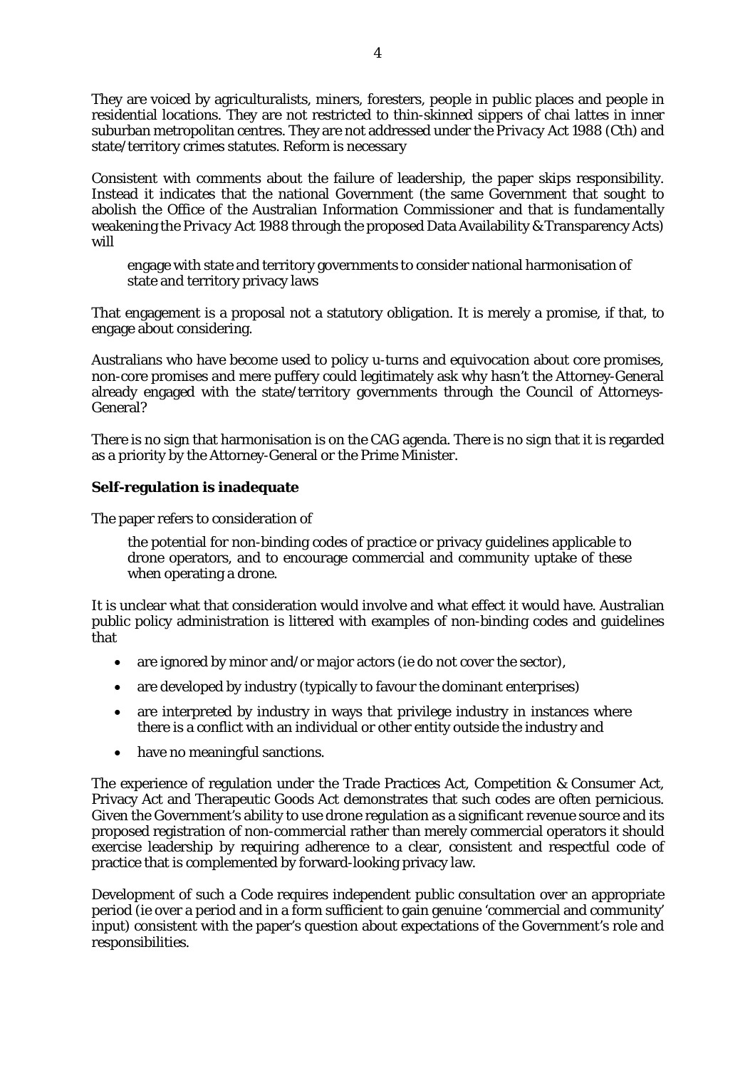They are voiced by agriculturalists, miners, foresters, people in public places and people in residential locations. They are not restricted to thin-skinned sippers of chai lattes in inner suburban metropolitan centres. They are not addressed under the *Privacy Act 1988* (Cth) and state/territory crimes statutes. Reform is necessary

Consistent with comments about the failure of leadership, the paper skips responsibility. Instead it indicates that the national Government (the same Government that sought to abolish the Office of the Australian Information Commissioner and that is fundamentally weakening the *Privacy Act 1988* through the proposed Data Availability & Transparency Acts) will

> engage with state and territory governments to consider national harmonisation of state and territory privacy laws

That engagement is a proposal not a statutory obligation. It is merely a promise, if that, to engage about considering.

Australians who have become used to policy u-turns and equivocation about core promises, non-core promises and mere puffery could legitimately ask why hasn't the Attorney-General already engaged with the state/territory governments through the Council of Attorneys-General?

There is no sign that harmonisation is on the CAG agenda. There is no sign that it is regarded as a priority by the Attorney-General or the Prime Minister.

**Self-regulation is inadequate**

The paper refers to consideration of

> the potential for non-binding codes of practice or privacy guidelines applicable to drone operators, and to encourage commercial and community uptake of these when operating a drone.

It is unclear what that consideration would involve and what effect it would have. Australian public policy administration is littered with examples of non-binding codes and guidelines that

- are ignored by minor and/or major actors (ie do not cover the sector),
- are developed by industry (typically to favour the dominant enterprises)
- are interpreted by industry in ways that privilege industry in instances where there is a conflict with an individual or other entity outside the industry and
- have no meaningful sanctions.

The experience of regulation under the Trade Practices Act, Competition & Consumer Act, Privacy Act and Therapeutic Goods Act demonstrates that such codes are often pernicious. Given the Government's ability to use drone regulation as a significant revenue source and its proposed registration of non-commercial rather than merely commercial operators it should exercise leadership by requiring adherence to a clear, consistent and respectful code of practice that is complemented by forward-looking privacy law.

Development of such a Code requires independent public consultation over an appropriate period (ie over a period and in a form sufficient to gain genuine 'commercial and community' input) consistent with the paper's question about expectations of the Government's role and responsibilities.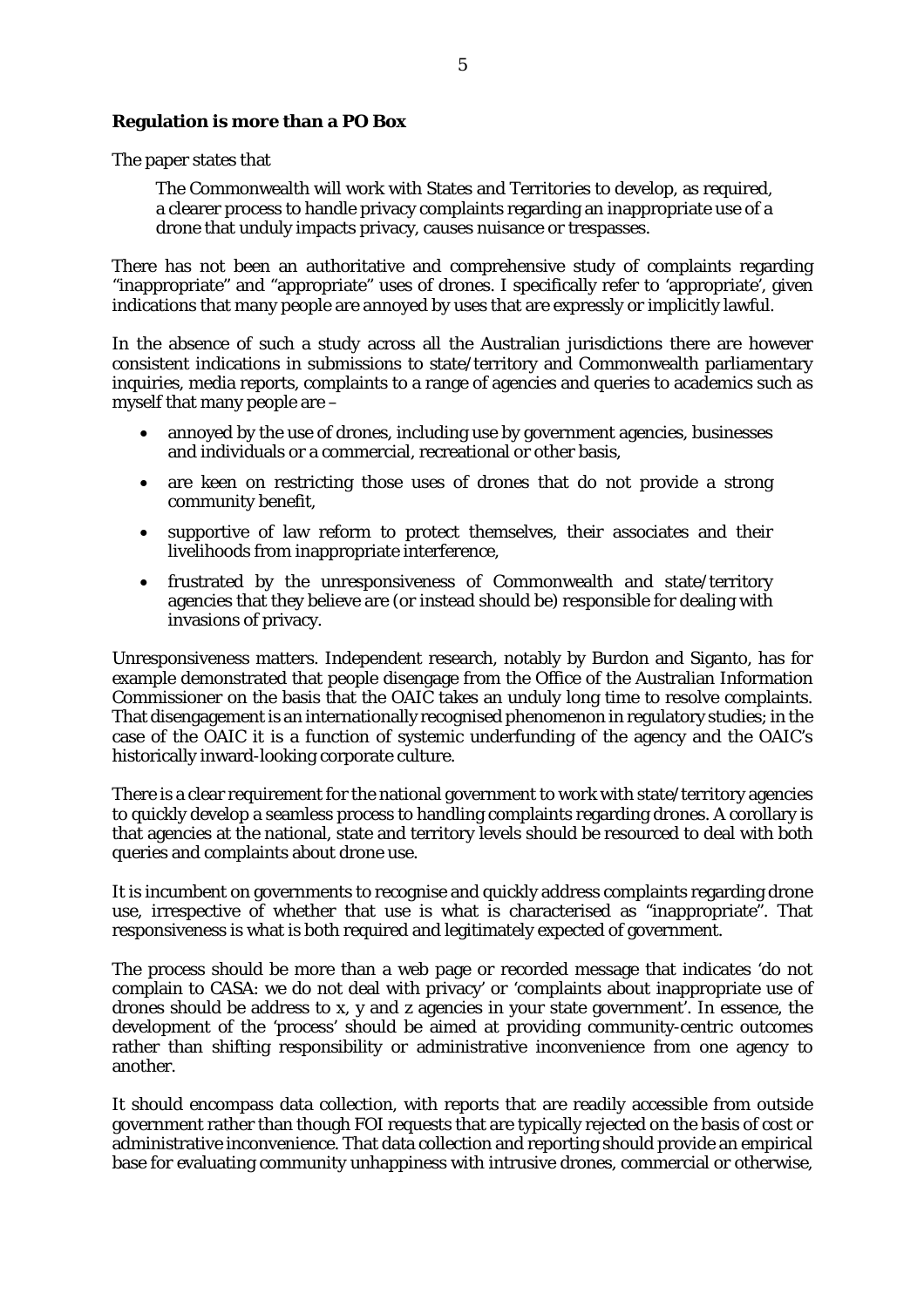**Regulation is more than a PO Box**

The paper states that

> The Commonwealth will work with States and Territories to develop, as required, a clearer process to handle privacy complaints regarding an inappropriate use of a drone that unduly impacts privacy, causes nuisance or trespasses.

There has not been an authoritative and comprehensive study of complaints regarding "inappropriate" and "appropriate" uses of drones. I specifically refer to 'appropriate', given indications that many people are annoyed by uses that are expressly or implicitly lawful.

In the absence of such a study across all the Australian jurisdictions there are however consistent indications in submissions to state/territory and Commonwealth parliamentary inquiries, media reports, complaints to a range of agencies and queries to academics such as myself that many people are –

- annoyed by the use of drones, including use by government agencies, businesses and individuals or a commercial, recreational or other basis,
- are keen on restricting those uses of drones that do not provide a strong community benefit,
- supportive of law reform to protect themselves, their associates and their livelihoods from inappropriate interference,
- frustrated by the unresponsiveness of Commonwealth and state/territory agencies that they believe are (or instead should be) responsible for dealing with invasions of privacy.

Unresponsiveness matters. Independent research, notably by Burdon and Siganto, has for example demonstrated that people disengage from the Office of the Australian Information Commissioner on the basis that the OAIC takes an unduly long time to resolve complaints. That disengagement is an internationally recognised phenomenon in regulatory studies; in the case of the OAIC it is a function of systemic underfunding of the agency and the OAIC's historically inward-looking corporate culture.

There is a clear requirement for the national government to work with state/territory agencies to quickly develop a seamless process to handling complaints regarding drones. A corollary is that agencies at the national, state and territory levels should be resourced to deal with both queries and complaints about drone use.

It is incumbent on governments to recognise and quickly address complaints regarding drone use, irrespective of whether that use is what is characterised as "inappropriate". That responsiveness is what is both required and legitimately expected of government.

The process should be more than a web page or recorded message that indicates 'do not complain to CASA: we do not deal with privacy' or 'complaints about inappropriate use of drones should be address to x, y and z agencies in your state government'. In essence, the development of the 'process' should be aimed at providing community-centric outcomes rather than shifting responsibility or administrative inconvenience from one agency to another.

It should encompass data collection, with reports that are readily accessible from outside government rather than though FOI requests that are typically rejected on the basis of cost or administrative inconvenience. That data collection and reporting should provide an empirical base for evaluating community unhappiness with intrusive drones, commercial or otherwise,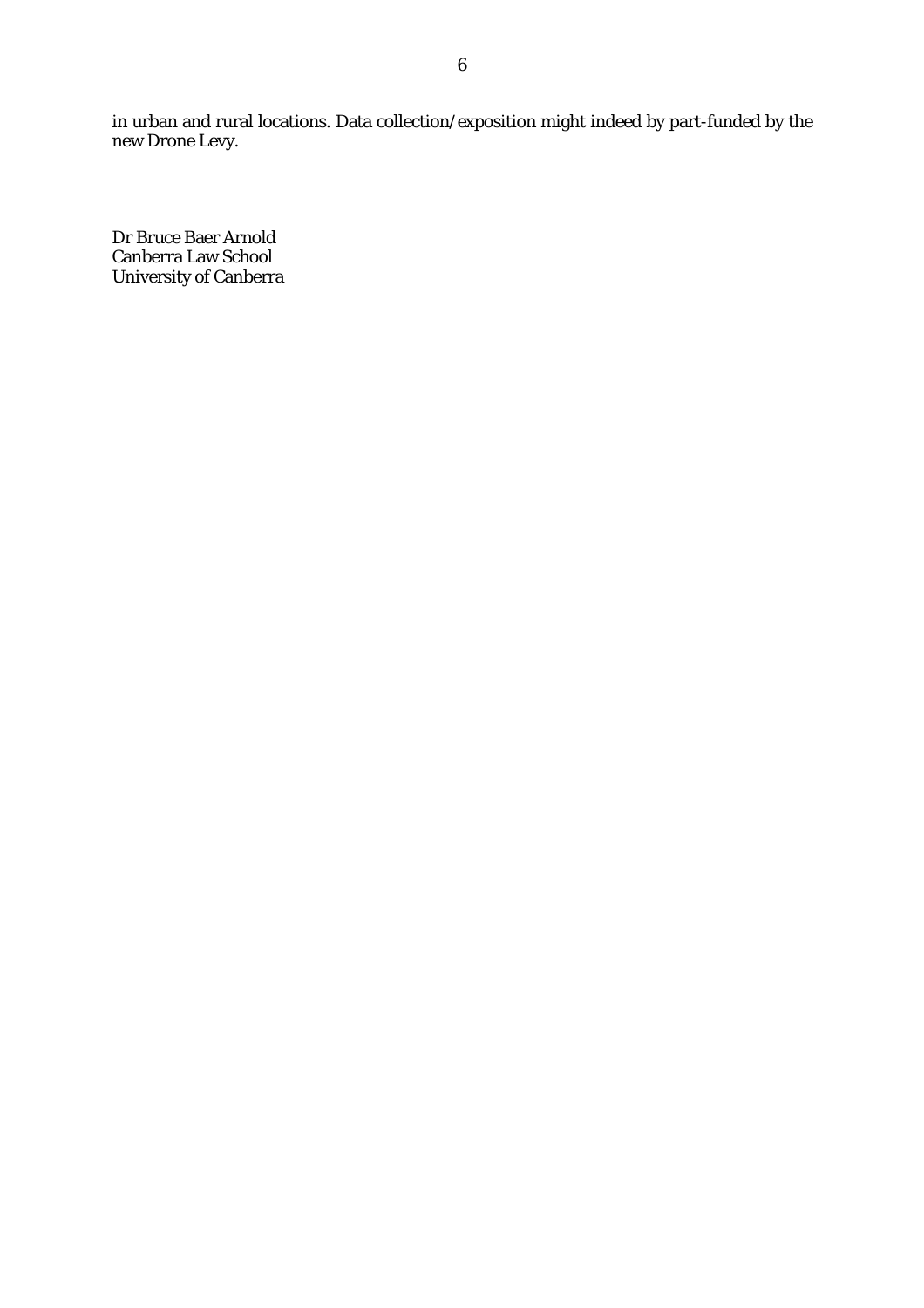in urban and rural locations. Data collection/exposition might indeed by part-funded by the new Drone Levy.

Dr Bruce Baer Arnold
Canberra Law School
University of Canberra